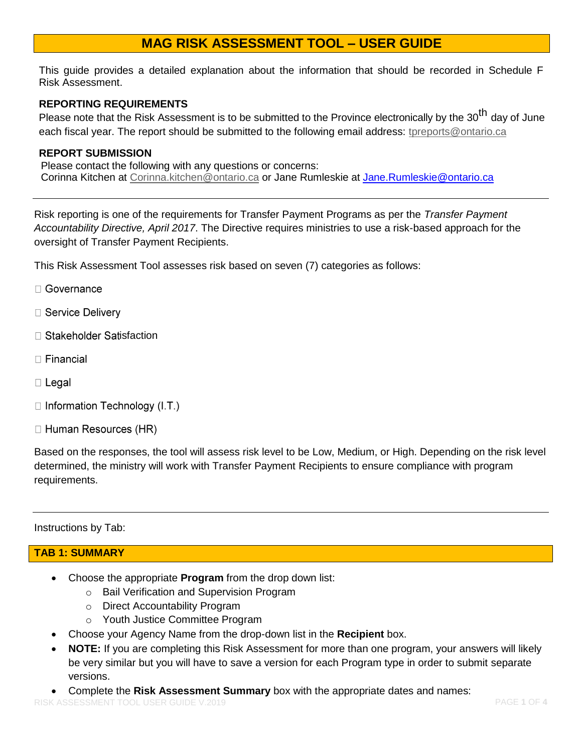# MAG RISK ASSESSMENT TOOL – USER GUIDE

This guide provides a detailed explanation about the information that should be recorded in Schedule F Risk Assessment.

**REPORTING REQUIREMENTS**

Please note that the Risk Assessment is to be submitted to the Province electronically by the 30th day of June each fiscal year. The report should be submitted to the following email address: tpreports@ontario.ca

**REPORT SUBMISSION**

Please contact the following with any questions or concerns:
Corinna Kitchen at Corinna.kitchen@ontario.ca or Jane Rumleskie at Jane.Rumleskie@ontario.ca

---

Risk reporting is one of the requirements for Transfer Payment Programs as per the *Transfer Payment Accountability Directive, April 2017*. The Directive requires ministries to use a risk-based approach for the oversight of Transfer Payment Recipients.

This Risk Assessment Tool assesses risk based on seven (7) categories as follows:

- Governance
- Service Delivery
- Stakeholder Satisfaction
- Financial
- Legal
- Information Technology (I.T.)
- Human Resources (HR)

Based on the responses, the tool will assess risk level to be Low, Medium, or High. Depending on the risk level determined, the ministry will work with Transfer Payment Recipients to ensure compliance with program requirements.

---

Instructions by Tab:

## TAB 1: SUMMARY

- Choose the appropriate **Program** from the drop down list:
  - Bail Verification and Supervision Program
  - Direct Accountability Program
  - Youth Justice Committee Program
- Choose your Agency Name from the drop-down list in the **Recipient** box.
- **NOTE:** If you are completing this Risk Assessment for more than one program, your answers will likely be very similar but you will have to save a version for each Program type in order to submit separate versions.
- Complete the **Risk Assessment Summary** box with the appropriate dates and names: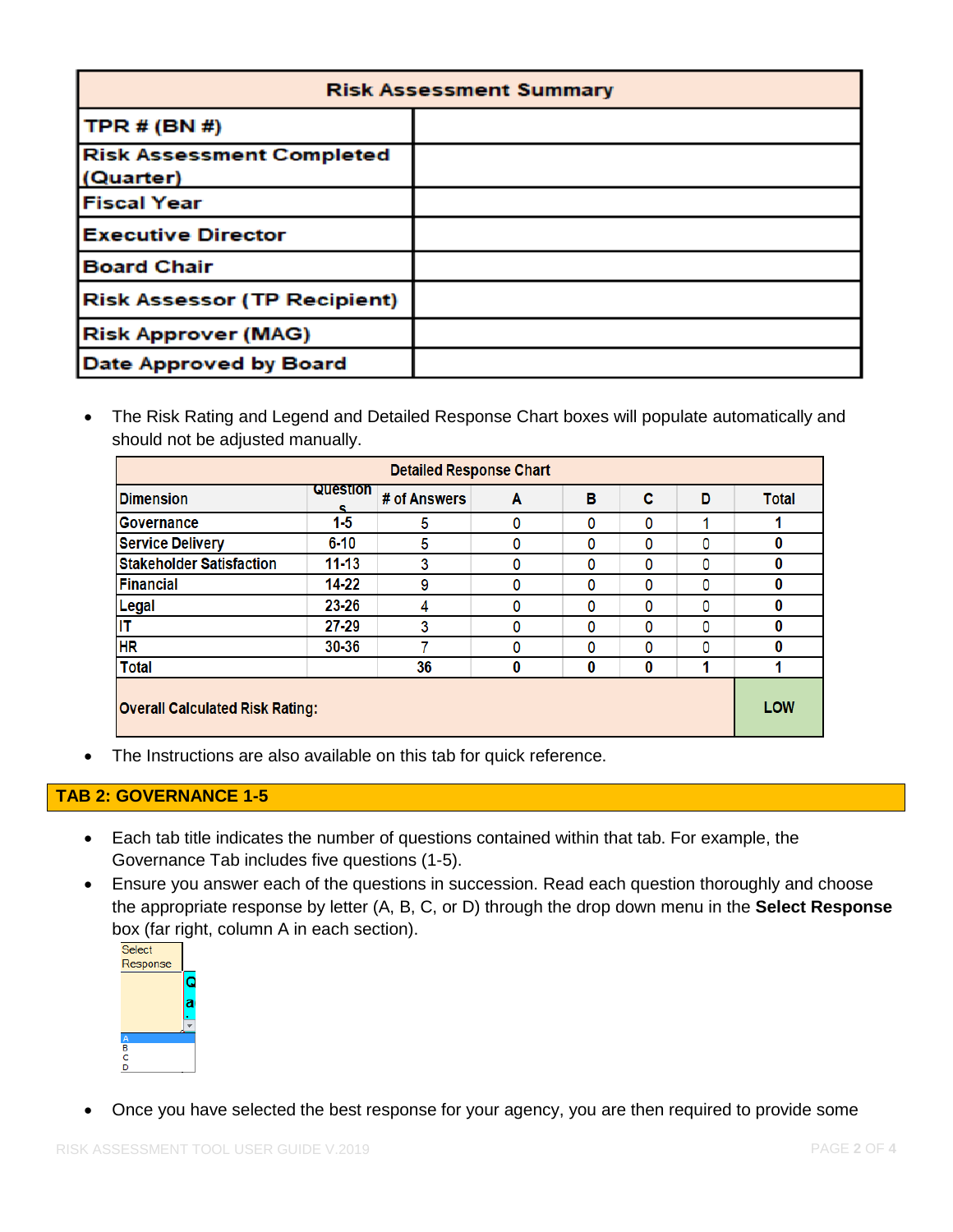| Risk Assessment Summary | |
|---|---|
| TPR # (BN #) | |
| Risk Assessment Completed (Quarter) | |
| Fiscal Year | |
| Executive Director | |
| Board Chair | |
| Risk Assessor (TP Recipient) | |
| Risk Approver (MAG) | |
| Date Approved by Board | |

- The Risk Rating and Legend and Detailed Response Chart boxes will populate automatically and should not be adjusted manually.

| Detailed Response Chart | | | | | | | |
|---|---|---|---|---|---|---|---|
| Dimension | Questions | # of Answers | A | B | C | D | Total |
| Governance | 1-5 | 5 | 0 | 0 | 0 | 1 | 1 |
| Service Delivery | 6-10 | 5 | 0 | 0 | 0 | 0 | 0 |
| Stakeholder Satisfaction | 11-13 | 3 | 0 | 0 | 0 | 0 | 0 |
| Financial | 14-22 | 9 | 0 | 0 | 0 | 0 | 0 |
| Legal | 23-26 | 4 | 0 | 0 | 0 | 0 | 0 |
| IT | 27-29 | 3 | 0 | 0 | 0 | 0 | 0 |
| HR | 30-36 | 7 | 0 | 0 | 0 | 0 | 0 |
| Total | | 36 | 0 | 0 | 0 | 1 | 1 |
| Overall Calculated Risk Rating: | | | | | | | LOW |

- The Instructions are also available on this tab for quick reference.

## TAB 2: GOVERNANCE 1-5

- Each tab title indicates the number of questions contained within that tab. For example, the Governance Tab includes five questions (1-5).
- Ensure you answer each of the questions in succession. Read each question thoroughly and choose the appropriate response by letter (A, B, C, or D) through the drop down menu in the **Select Response** box (far right, column A in each section).

Select Response

A
B
C
D

- Once you have selected the best response for your agency, you are then required to provide some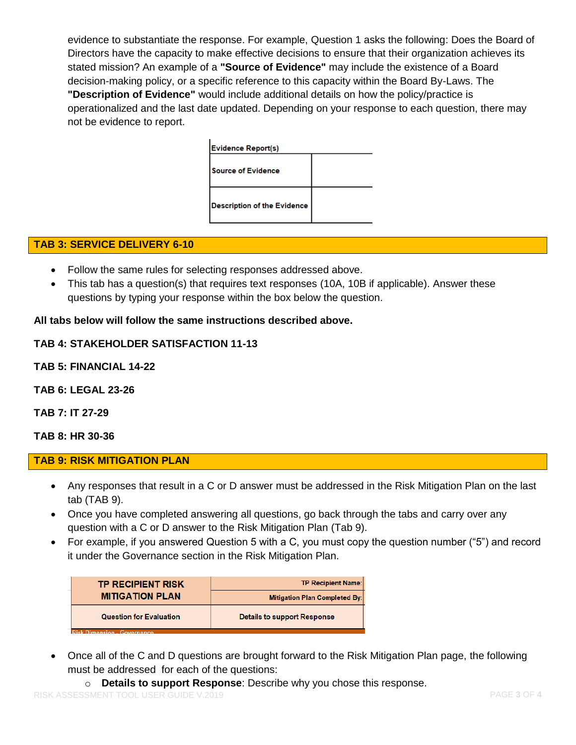evidence to substantiate the response. For example, Question 1 asks the following: Does the Board of Directors have the capacity to make effective decisions to ensure that their organization achieves its stated mission? An example of a **"Source of Evidence"** may include the existence of a Board decision-making policy, or a specific reference to this capacity within the Board By-Laws. The **"Description of Evidence"** would include additional details on how the policy/practice is operationalized and the last date updated. Depending on your response to each question, there may not be evidence to report.

| Evidence Report(s) | |
|---|---|
| Source of Evidence | |
| Description of the Evidence | |

## TAB 3: SERVICE DELIVERY 6-10

- Follow the same rules for selecting responses addressed above.
- This tab has a question(s) that requires text responses (10A, 10B if applicable). Answer these questions by typing your response within the box below the question.

**All tabs below will follow the same instructions described above.**

**TAB 4: STAKEHOLDER SATISFACTION 11-13**

**TAB 5: FINANCIAL 14-22**

**TAB 6: LEGAL 23-26**

**TAB 7: IT 27-29**

**TAB 8: HR 30-36**

## TAB 9: RISK MITIGATION PLAN

- Any responses that result in a C or D answer must be addressed in the Risk Mitigation Plan on the last tab (TAB 9).
- Once you have completed answering all questions, go back through the tabs and carry over any question with a C or D answer to the Risk Mitigation Plan (Tab 9).
- For example, if you answered Question 5 with a C, you must copy the question number ("5") and record it under the Governance section in the Risk Mitigation Plan.

| TP RECIPIENT RISK MITIGATION PLAN | TP Recipient Name: |
|---|---|
| | Mitigation Plan Completed By: |
| Question for Evaluation | Details to support Response |
| Risk Dimension - Governance | |

- Once all of the C and D questions are brought forward to the Risk Mitigation Plan page, the following must be addressed for each of the questions:
  - **Details to support Response**: Describe why you chose this response.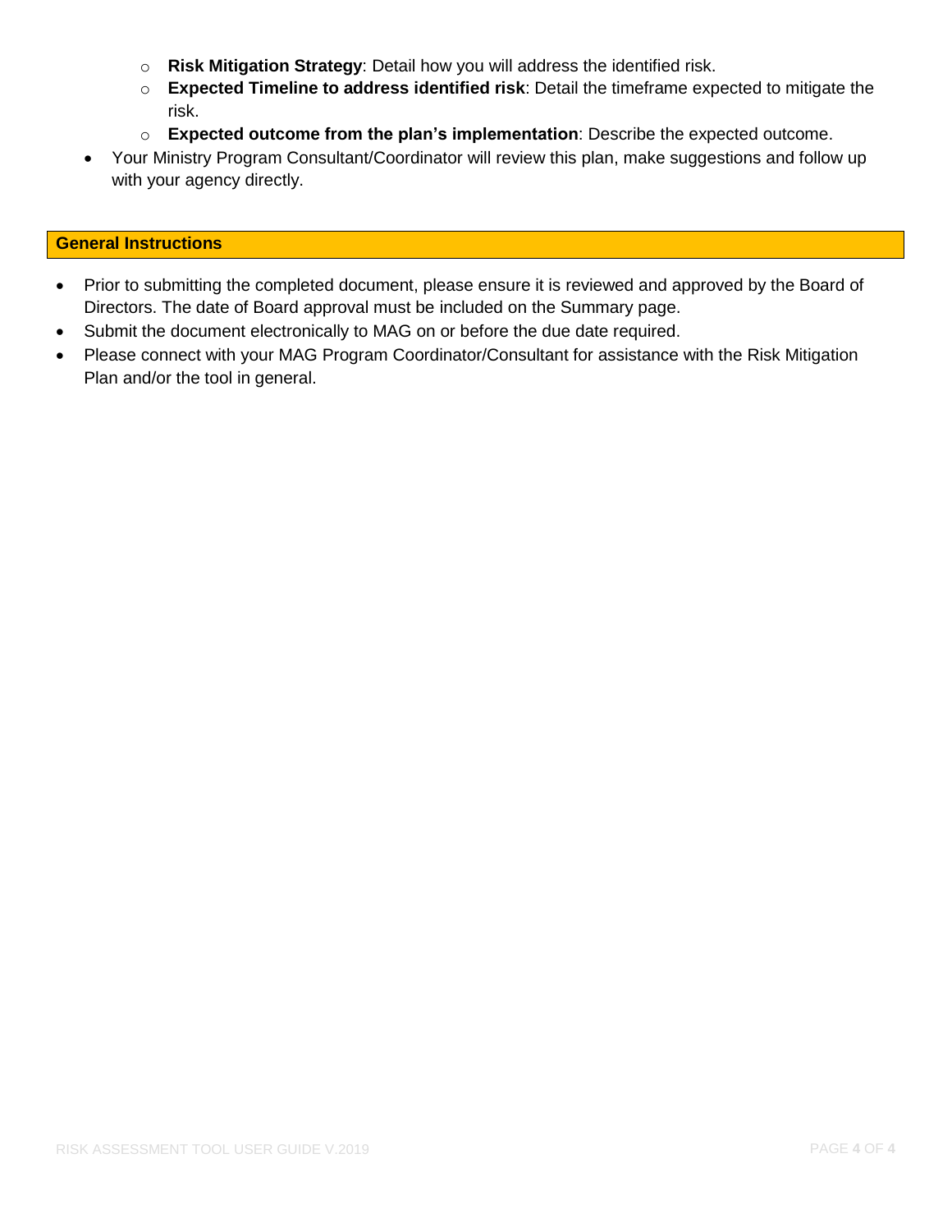- **Risk Mitigation Strategy**: Detail how you will address the identified risk.
  - **Expected Timeline to address identified risk**: Detail the timeframe expected to mitigate the risk.
  - **Expected outcome from the plan's implementation**: Describe the expected outcome.
- Your Ministry Program Consultant/Coordinator will review this plan, make suggestions and follow up with your agency directly.

## General Instructions

- Prior to submitting the completed document, please ensure it is reviewed and approved by the Board of Directors. The date of Board approval must be included on the Summary page.
- Submit the document electronically to MAG on or before the due date required.
- Please connect with your MAG Program Coordinator/Consultant for assistance with the Risk Mitigation Plan and/or the tool in general.